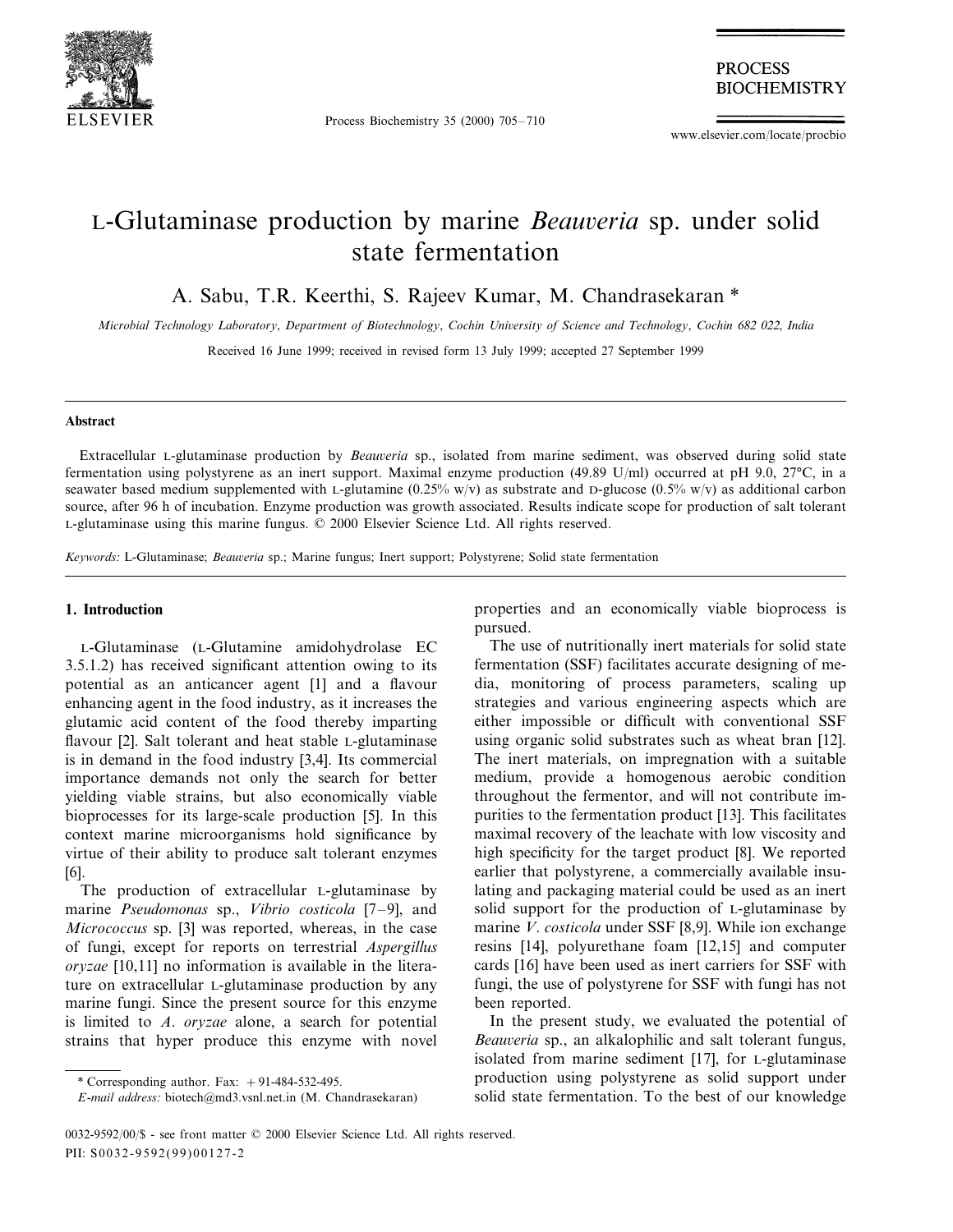# L-Glutaminase production by marine *Beauveria* sp. under solid state fermentation

A. Sabu, T.R. Keerthi, S. Rajeev Kumar, M. Chandrasekaran *

*Microbial Technology Laboratory, Department of Biotechnology, Cochin University of Science and Technology, Cochin 682 022, India*

Received 16 June 1999; received in revised form 13 July 1999; accepted 27 September 1999

## Abstract

Extracellular L-glutaminase production by *Beauveria* sp., isolated from marine sediment, was observed during solid state fermentation using polystyrene as an inert support. Maximal enzyme production (49.89 U/ml) occurred at pH 9.0, 27°C, in a seawater based medium supplemented with L-glutamine (0.25% w/v) as substrate and D-glucose (0.5% w/v) as additional carbon source, after 96 h of incubation. Enzyme production was growth associated. Results indicate scope for production of salt tolerant L-glutaminase using this marine fungus. © 2000 Elsevier Science Ltd. All rights reserved.

*Keywords:* L-Glutaminase; *Beauveria* sp.; Marine fungus; Inert support; Polystyrene; Solid state fermentation

## 1. Introduction

L-Glutaminase (L-Glutamine amidohydrolase EC 3.5.1.2) has received significant attention owing to its potential as an anticancer agent [1] and a flavour enhancing agent in the food industry, as it increases the glutamic acid content of the food thereby imparting flavour [2]. Salt tolerant and heat stable L-glutaminase is in demand in the food industry [3,4]. Its commercial importance demands not only the search for better yielding viable strains, but also economically viable bioprocesses for its large-scale production [5]. In this context marine microorganisms hold significance by virtue of their ability to produce salt tolerant enzymes [6].

The production of extracellular L-glutaminase by marine *Pseudomonas* sp., *Vibrio costicola* [7–9], and *Micrococcus* sp. [3] was reported, whereas, in the case of fungi, except for reports on terrestrial *Aspergillus oryzae* [10,11] no information is available in the literature on extracellular L-glutaminase production by any marine fungi. Since the present source for this enzyme is limited to *A. oryzae* alone, a search for potential strains that hyper produce this enzyme with novel properties and an economically viable bioprocess is pursued.

The use of nutritionally inert materials for solid state fermentation (SSF) facilitates accurate designing of media, monitoring of process parameters, scaling up strategies and various engineering aspects which are either impossible or difficult with conventional SSF using organic solid substrates such as wheat bran [12]. The inert materials, on impregnation with a suitable medium, provide a homogenous aerobic condition throughout the fermentor, and will not contribute impurities to the fermentation product [13]. This facilitates maximal recovery of the leachate with low viscosity and high specificity for the target product [8]. We reported earlier that polystyrene, a commercially available insulating and packaging material could be used as an inert solid support for the production of L-glutaminase by marine *V. costicola* under SSF [8,9]. While ion exchange resins [14], polyurethane foam [12,15] and computer cards [16] have been used as inert carriers for SSF with fungi, the use of polystyrene for SSF with fungi has not been reported.

In the present study, we evaluated the potential of *Beauveria* sp., an alkalophilic and salt tolerant fungus, isolated from marine sediment [17], for L-glutaminase production using polystyrene as solid support under solid state fermentation. To the best of our knowledge

\* Corresponding author. Fax: +91-484-532-495.
*E-mail address:* biotech@md3.vsnl.net.in (M. Chandrasekaran)

0032-9592/00/$ - see front matter © 2000 Elsevier Science Ltd. All rights reserved.
PII: S0032-9592(99)00127-2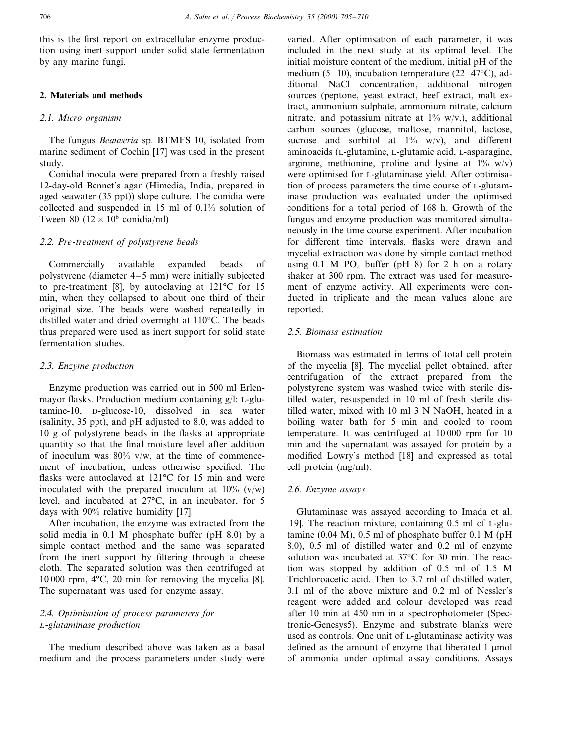this is the first report on extracellular enzyme production using inert support under solid state fermentation by any marine fungi.

## 2. Materials and methods

### 2.1. Micro organism

The fungus *Beauveria* sp. BTMFS 10, isolated from marine sediment of Cochin [17] was used in the present study.

Conidial inocula were prepared from a freshly raised 12-day-old Bennet's agar (Himedia, India, prepared in aged seawater (35 ppt)) slope culture. The conidia were collected and suspended in 15 ml of 0.1% solution of Tween 80 ($12 \times 10^6$ conidia/ml)

### 2.2. Pre-treatment of polystyrene beads

Commercially available expanded beads of polystyrene (diameter 4–5 mm) were initially subjected to pre-treatment [8], by autoclaving at 121°C for 15 min, when they collapsed to about one third of their original size. The beads were washed repeatedly in distilled water and dried overnight at 110°C. The beads thus prepared were used as inert support for solid state fermentation studies.

### 2.3. Enzyme production

Enzyme production was carried out in 500 ml Erlenmayor flasks. Production medium containing g/l: L-glutamine-10, D-glucose-10, dissolved in sea water (salinity, 35 ppt), and pH adjusted to 8.0, was added to 10 g of polystyrene beads in the flasks at appropriate quantity so that the final moisture level after addition of inoculum was 80% v/w, at the time of commencement of incubation, unless otherwise specified. The flasks were autoclaved at 121°C for 15 min and were inoculated with the prepared inoculum at 10% (v/w) level, and incubated at 27°C, in an incubator, for 5 days with 90% relative humidity [17].

After incubation, the enzyme was extracted from the solid media in 0.1 M phosphate buffer (pH 8.0) by a simple contact method and the same was separated from the inert support by filtering through a cheese cloth. The separated solution was then centrifuged at 10 000 rpm, 4°C, 20 min for removing the mycelia [8]. The supernatant was used for enzyme assay.

### 2.4. Optimisation of process parameters for L-glutaminase production

The medium described above was taken as a basal medium and the process parameters under study were varied. After optimisation of each parameter, it was included in the next study at its optimal level. The initial moisture content of the medium, initial pH of the medium (5–10), incubation temperature (22–47°C), additional NaCl concentration, additional nitrogen sources (peptone, yeast extract, beef extract, malt extract, ammonium sulphate, ammonium nitrate, calcium nitrate, and potassium nitrate at 1% w/v.), additional carbon sources (glucose, maltose, mannitol, lactose, sucrose and sorbitol at 1% w/v), and different aminoacids (L-glutamine, L-glutamic acid, L-asparagine, arginine, methionine, proline and lysine at 1% w/v) were optimised for L-glutaminase yield. After optimisation of process parameters the time course of L-glutaminase production was evaluated under the optimised conditions for a total period of 168 h. Growth of the fungus and enzyme production was monitored simultaneously in the time course experiment. After incubation for different time intervals, flasks were drawn and mycelial extraction was done by simple contact method using 0.1 M $PO_4$ buffer (pH 8) for 2 h on a rotary shaker at 300 rpm. The extract was used for measurement of enzyme activity. All experiments were conducted in triplicate and the mean values alone are reported.

### 2.5. Biomass estimation

Biomass was estimated in terms of total cell protein of the mycelia [8]. The mycelial pellet obtained, after centrifugation of the extract prepared from the polystyrene system was washed twice with sterile distilled water, resuspended in 10 ml of fresh sterile distilled water, mixed with 10 ml 3 N NaOH, heated in a boiling water bath for 5 min and cooled to room temperature. It was centrifuged at 10 000 rpm for 10 min and the supernatant was assayed for protein by a modified Lowry's method [18] and expressed as total cell protein (mg/ml).

### 2.6. Enzyme assays

Glutaminase was assayed according to Imada et al. [19]. The reaction mixture, containing 0.5 ml of L-glutamine (0.04 M), 0.5 ml of phosphate buffer 0.1 M (pH 8.0), 0.5 ml of distilled water and 0.2 ml of enzyme solution was incubated at 37°C for 30 min. The reaction was stopped by addition of 0.5 ml of 1.5 M Trichloroacetic acid. Then to 3.7 ml of distilled water, 0.1 ml of the above mixture and 0.2 ml of Nessler's reagent were added and colour developed was read after 10 min at 450 nm in a spectrophotometer (Spectronic-Genesys5). Enzyme and substrate blanks were used as controls. One unit of L-glutaminase activity was defined as the amount of enzyme that liberated 1 μmol of ammonia under optimal assay conditions. Assays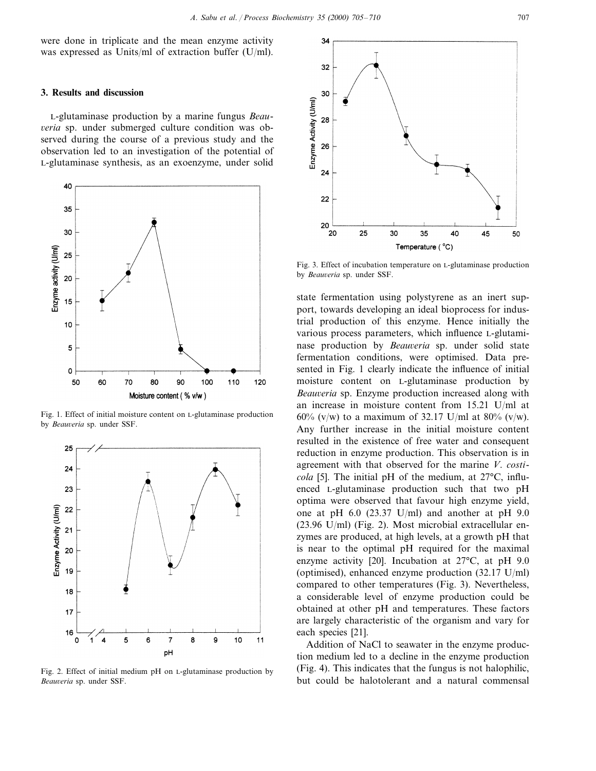were done in triplicate and the mean enzyme activity was expressed as Units/ml of extraction buffer (U/ml).

## 3. Results and discussion

L-glutaminase production by a marine fungus *Beauveria* sp. under submerged culture condition was observed during the course of a previous study and the observation led to an investigation of the potential of L-glutaminase synthesis, as an exoenzyme, under solid state fermentation using polystyrene as an inert support, towards developing an ideal bioprocess for industrial production of this enzyme. Hence initially the various process parameters, which influence L-glutaminase production by *Beauveria* sp. under solid state fermentation conditions, were optimised. Data presented in Fig. 1 clearly indicate the influence of initial moisture content on L-glutaminase production by *Beauveria* sp. Enzyme production increased along with an increase in moisture content from 15.21 U/ml at 60% (v/w) to a maximum of 32.17 U/ml at 80% (v/w). Any further increase in the initial moisture content resulted in the existence of free water and consequent reduction in enzyme production. This observation is in agreement with that observed for the marine *V. costicola* [5]. The initial pH of the medium, at 27°C, influenced L-glutaminase production such that two pH optima were observed that favour high enzyme yield, one at pH 6.0 (23.37 U/ml) and another at pH 9.0 (23.96 U/ml) (Fig. 2). Most microbial extracellular enzymes are produced, at high levels, at a growth pH that is near to the optimal pH required for the maximal enzyme activity [20]. Incubation at 27°C, at pH 9.0 (optimised), enhanced enzyme production (32.17 U/ml) compared to other temperatures (Fig. 3). Nevertheless, a considerable level of enzyme production could be obtained at other pH and temperatures. These factors are largely characteristic of the organism and vary for each species [21].

Fig. 1. Effect of initial moisture content on L-glutaminase production by *Beauveria* sp. under SSF.

Fig. 2. Effect of initial medium pH on L-glutaminase production by *Beauveria* sp. under SSF.

Fig. 3. Effect of incubation temperature on L-glutaminase production by *Beauveria* sp. under SSF.

Addition of NaCl to seawater in the enzyme production medium led to a decline in the enzyme production (Fig. 4). This indicates that the fungus is not halophilic, but could be halotolerant and a natural commensal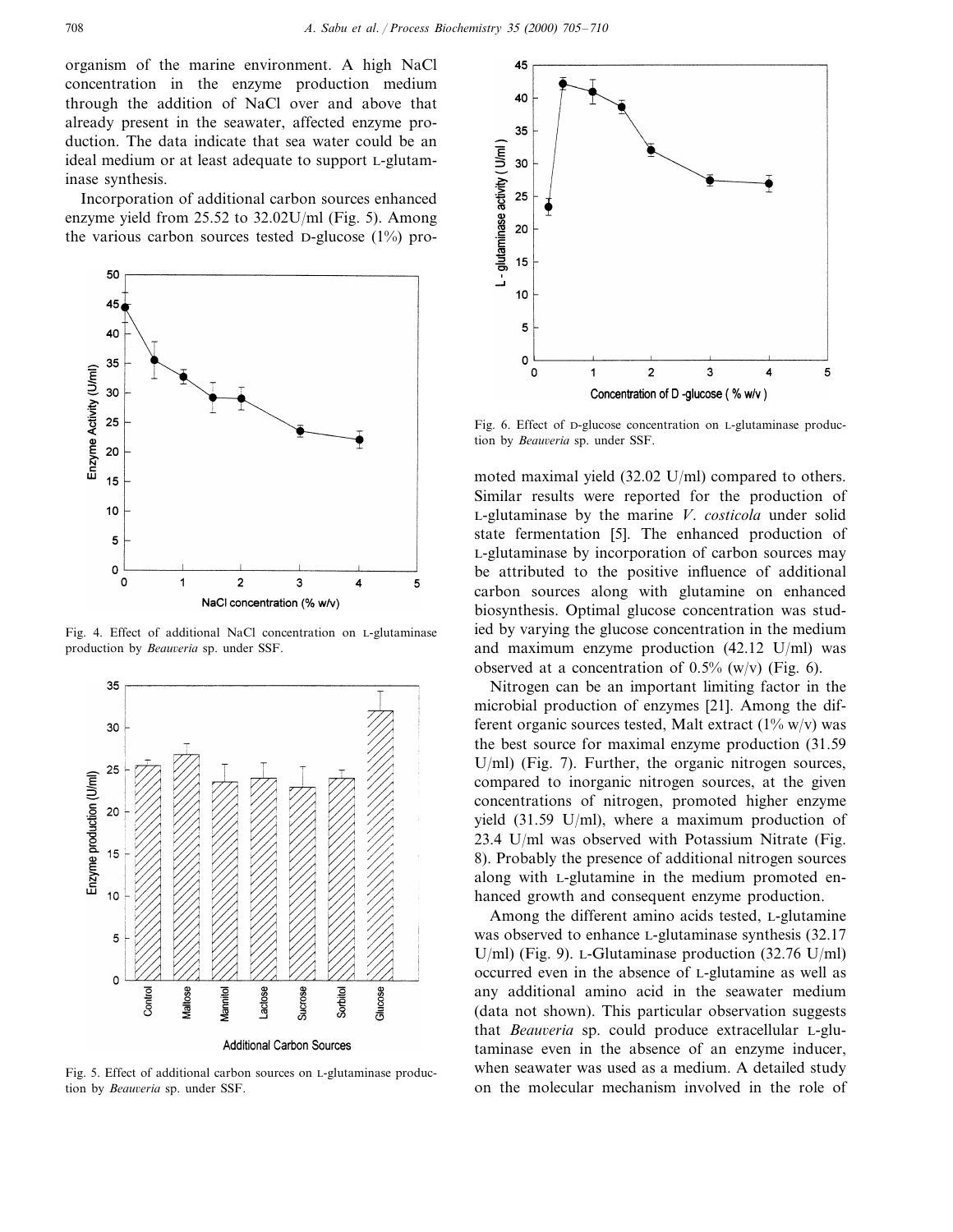organism of the marine environment. A high NaCl concentration in the enzyme production medium through the addition of NaCl over and above that already present in the seawater, affected enzyme production. The data indicate that sea water could be an ideal medium or at least adequate to support L-glutaminase synthesis.

Incorporation of additional carbon sources enhanced enzyme yield from 25.52 to 32.02U/ml (Fig. 5). Among the various carbon sources tested D-glucose (1%) promoted maximal yield (32.02 U/ml) compared to others. Similar results were reported for the production of L-glutaminase by the marine *V. costicola* under solid state fermentation [5]. The enhanced production of L-glutaminase by incorporation of carbon sources may be attributed to the positive influence of additional carbon sources along with glutamine on enhanced biosynthesis. Optimal glucose concentration was studied by varying the glucose concentration in the medium and maximum enzyme production (42.12 U/ml) was observed at a concentration of 0.5% (w/v) (Fig. 6).

Fig. 4. Effect of additional NaCl concentration on L-glutaminase production by *Beauveria* sp. under SSF.

Fig. 5. Effect of additional carbon sources on L-glutaminase production by *Beauveria* sp. under SSF.

Fig. 6. Effect of D-glucose concentration on L-glutaminase production by *Beauveria* sp. under SSF.

Nitrogen can be an important limiting factor in the microbial production of enzymes [21]. Among the different organic sources tested, Malt extract (1% w/v) was the best source for maximal enzyme production (31.59 U/ml) (Fig. 7). Further, the organic nitrogen sources, compared to inorganic nitrogen sources, at the given concentrations of nitrogen, promoted higher enzyme yield (31.59 U/ml), where a maximum production of 23.4 U/ml was observed with Potassium Nitrate (Fig. 8). Probably the presence of additional nitrogen sources along with L-glutamine in the medium promoted enhanced growth and consequent enzyme production.

Among the different amino acids tested, L-glutamine was observed to enhance L-glutaminase synthesis (32.17 U/ml) (Fig. 9). L-Glutaminase production (32.76 U/ml) occurred even in the absence of L-glutamine as well as any additional amino acid in the seawater medium (data not shown). This particular observation suggests that *Beauveria* sp. could produce extracellular L-glutaminase even in the absence of an enzyme inducer, when seawater was used as a medium. A detailed study on the molecular mechanism involved in the role of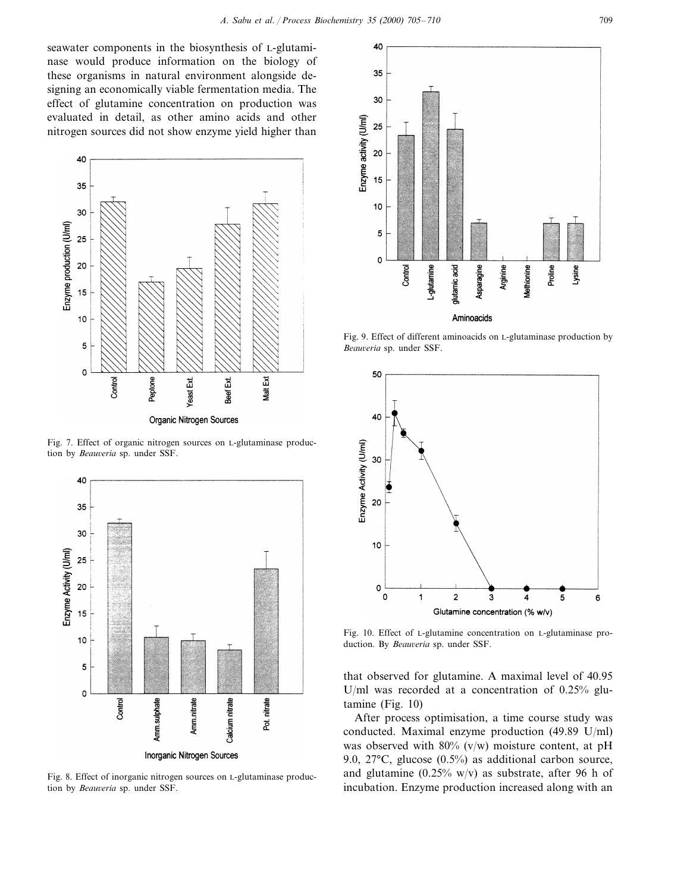seawater components in the biosynthesis of L-glutaminase would produce information on the biology of these organisms in natural environment alongside designing an economically viable fermentation media. The effect of glutamine concentration on production was evaluated in detail, as other amino acids and other nitrogen sources did not show enzyme yield higher than that observed for glutamine. A maximal level of 40.95 U/ml was recorded at a concentration of 0.25% glutamine (Fig. 10)

Fig. 7. Effect of organic nitrogen sources on L-glutaminase production by *Beauveria* sp. under SSF.

Fig. 8. Effect of inorganic nitrogen sources on L-glutaminase production by *Beauveria* sp. under SSF.

Fig. 9. Effect of different aminoacids on L-glutaminase production by *Beauveria* sp. under SSF.

Fig. 10. Effect of L-glutamine concentration on L-glutaminase production. By *Beauveria* sp. under SSF.

After process optimisation, a time course study was conducted. Maximal enzyme production (49.89 U/ml) was observed with 80% (v/w) moisture content, at pH 9.0, 27°C, glucose (0.5%) as additional carbon source, and glutamine (0.25% w/v) as substrate, after 96 h of incubation. Enzyme production increased along with an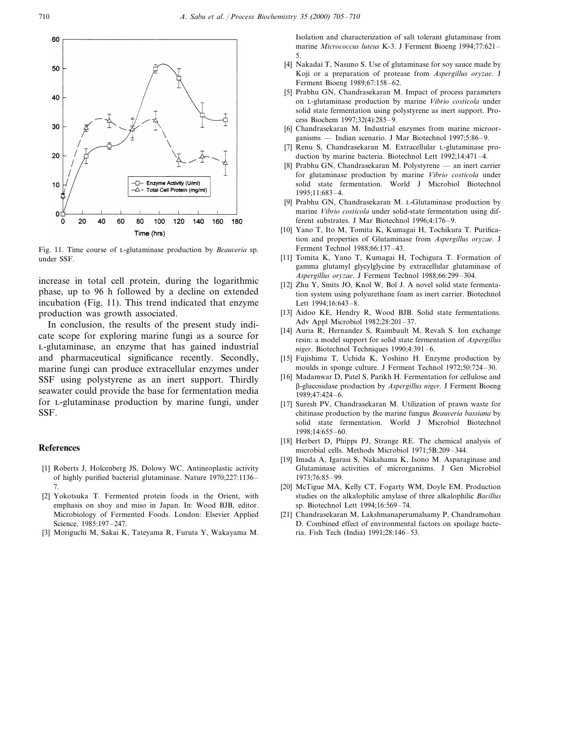60

50

40

30

20

10

0

0 20 40 60 80 100 120 140 160 180

Time (hrs)

—□— Enzyme Activity (U/ml)

–△– Total Cell Protein (mg/ml)

Fig. 11. Time course of L-glutaminase production by *Beauveria* sp. under SSF.

increase in total cell protein, during the logarithmic phase, up to 96 h followed by a decline on extended incubation (Fig. 11). This trend indicated that enzyme production was growth associated.

In conclusion, the results of the present study indicate scope for exploring marine fungi as a source for L-glutaminase, an enzyme that has gained industrial and pharmaceutical significance recently. Secondly, marine fungi can produce extracellular enzymes under SSF using polystyrene as an inert support. Thirdly seawater could provide the base for fermentation media for L-glutaminase production by marine fungi, under SSF.

## References

[1] Roberts J, Holcenberg JS, Dolowy WC. Antineoplastic activity of highly purified bacterial glutaminase. Nature 1970;227:1136–7.

[2] Yokotsuka T. Fermented protein foods in the Orient, with emphasis on shoy and miso in Japan. In: Wood BJB, editor. Microbiology of Fermented Foods. London: Elsevier Applied Science, 1985:197–247.

[3] Moriguchi M, Sakai K, Tateyama R, Furuta Y, Wakayama M. Isolation and characterization of salt tolerant glutaminase from marine *Micrococcus luteus* K-3. J Ferment Bioeng 1994;77:621–5.

[4] Nakadai T, Nasuno S. Use of glutaminase for soy sauce made by Koji or a preparation of protease from *Aspergillus oryzae*. J Ferment Bioeng 1989;67:158–62.

[5] Prabhu GN, Chandrasekaran M. Impact of process parameters on L-glutaminase production by marine *Vibrio costicola* under solid state fermentation using polystyrene as inert support. Process Biochem 1997;32(4):285–9.

[6] Chandrasekaran M. Industrial enzymes from marine microorganisms — Indian scenario. J Mar Biotechnol 1997;5:86–9.

[7] Renu S, Chandrasekaran M. Extracellular L-glutaminase production by marine bacteria. Biotechnol Lett 1992;14:471–4.

[8] Prabhu GN, Chandrasekaran M. Polystyrene — an inert carrier for glutaminase production by marine *Vibrio costicola* under solid state fermentation. World J Microbiol Biotechnol 1995;11:683–4.

[9] Prabhu GN, Chandrasekaran M. L-Glutaminase production by marine *Vibrio costicola* under solid-state fermentation using different substrates. J Mar Biotechnol 1996;4:176–9.

[10] Yano T, Ito M, Tomita K, Kumagai H, Tochikura T. Purification and properties of Glutaminase from *Aspergillus oryzae*. J Ferment Technol 1988;66:137–43.

[11] Tomita K, Yano T, Kumagai H, Tochigura T. Formation of gamma glutamyl glycylglycine by extracellular glutaminase of *Aspergillus oryzae*. J Ferment Technol 1988;66:299–304.

[12] Zhu Y, Smits JO, Knol W, Bol J. A novel solid state fermentation system using polyurethane foam as inert carrier. Biotechnol Lett 1994;16:643–8.

[13] Aidoo KE, Hendry R, Wood BJB. Solid state fermentations. Adv Appl Microbiol 1982;28:201–37.

[14] Auria R, Hernandez S, Raimbault M, Revah S. Ion exchange resin: a model support for solid state fermentation of *Aspergillus niger*. Biotechnol Techniques 1990;4:391–6.

[15] Fujishima T, Uchida K, Yoshino H. Enzyme production by moulds in sponge culture. J Ferment Technol 1972;50:724–30.

[16] Madamwar D, Patel S, Parikh H. Fermentation for cellulose and β-glucosidase production by *Aspergillus niger*. J Ferment Bioeng 1989;47:424–6.

[17] Suresh PV, Chandrasekaran M. Utilization of prawn waste for chitinase production by the marine fungus *Beauveria bassiana* by solid state fermentation. World J Microbiol Biotechnol 1998;14:655–60.

[18] Herbert D, Phipps PJ, Strange RE. The chemical analysis of microbial cells. Methods Microbiol 1971;5B:209–344.

[19] Imada A, Igarasi S, Nakahama K, Isono M. Asparaginase and Glutaminase activities of microrganisms. J Gen Microbiol 1973;76:85–99.

[20] McTigue MA, Kelly CT, Fogarty WM, Doyle EM. Production studies on the alkalophilic amylase of three alkalophilic *Bacillus* sp. Biotechnol Lett 1994;16:569–74.

[21] Chandrasekaran M, Lakshmanaperumalsamy P, Chandramohan D. Combined effect of environmental factors on spoilage bacteria. Fish Tech (India) 1991;28:146–53.